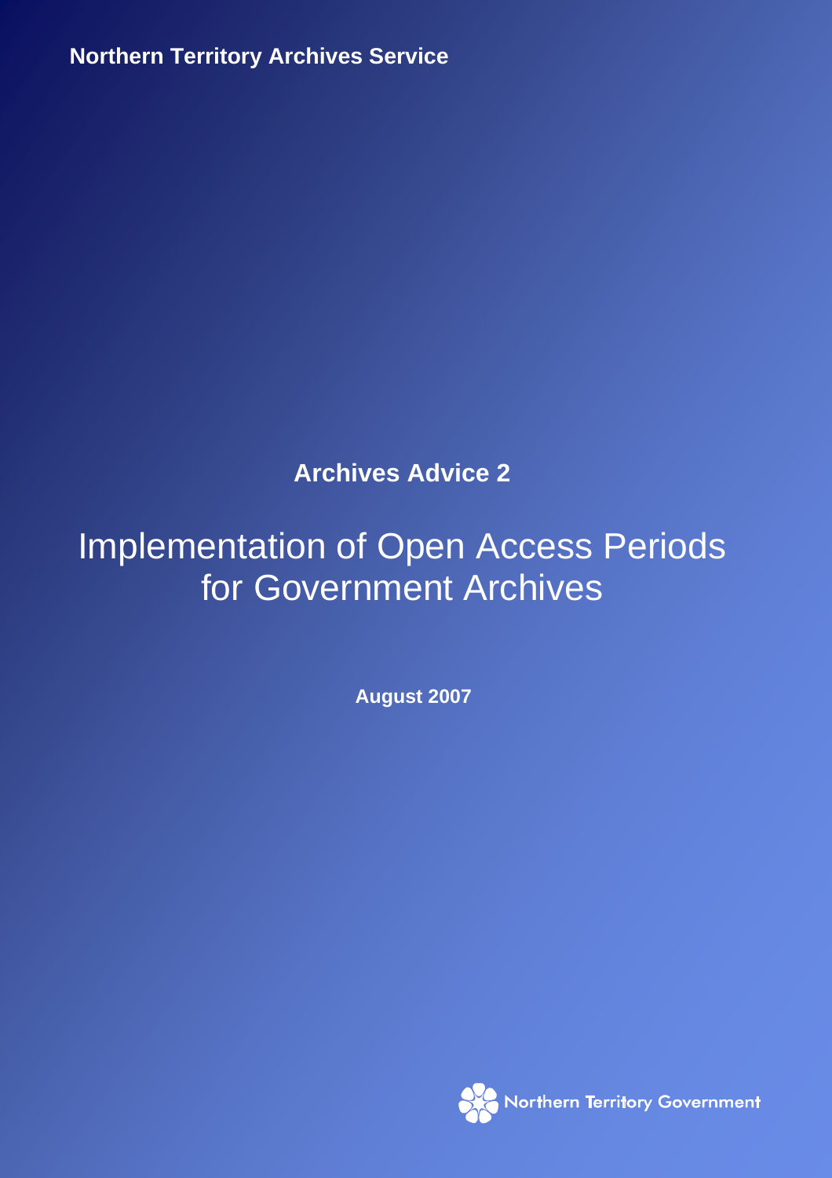**Northern Territory Archives Service**

**Archives Advice 2**

# Implementation of Open Access Periods for Government Archives

**August 2007**

Northern Territory Government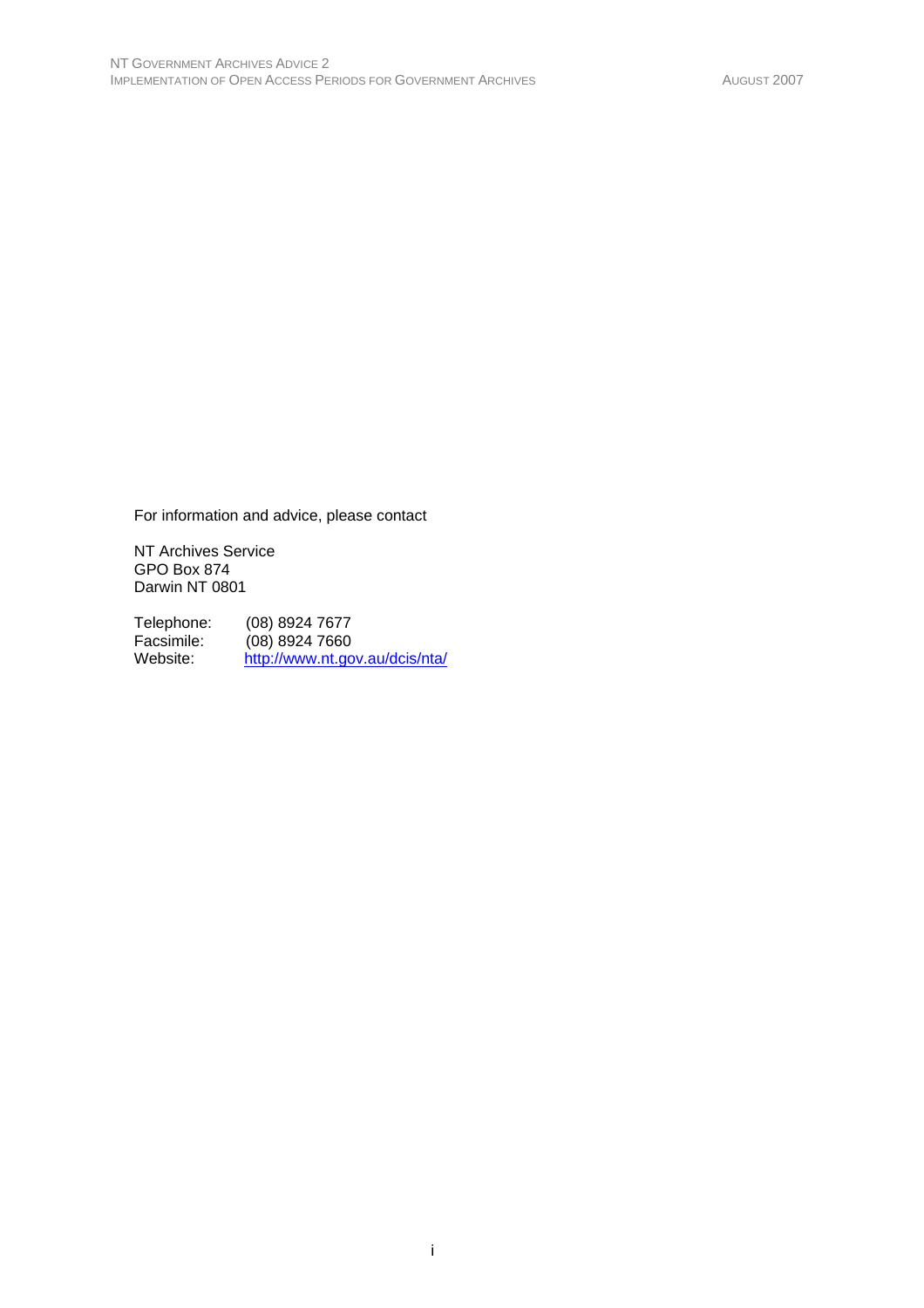For information and advice, please contact

NT Archives Service
GPO Box 874
Darwin NT 0801

Telephone: (08) 8924 7677
Facsimile: (08) 8924 7660
Website: http://www.nt.gov.au/dcis/nta/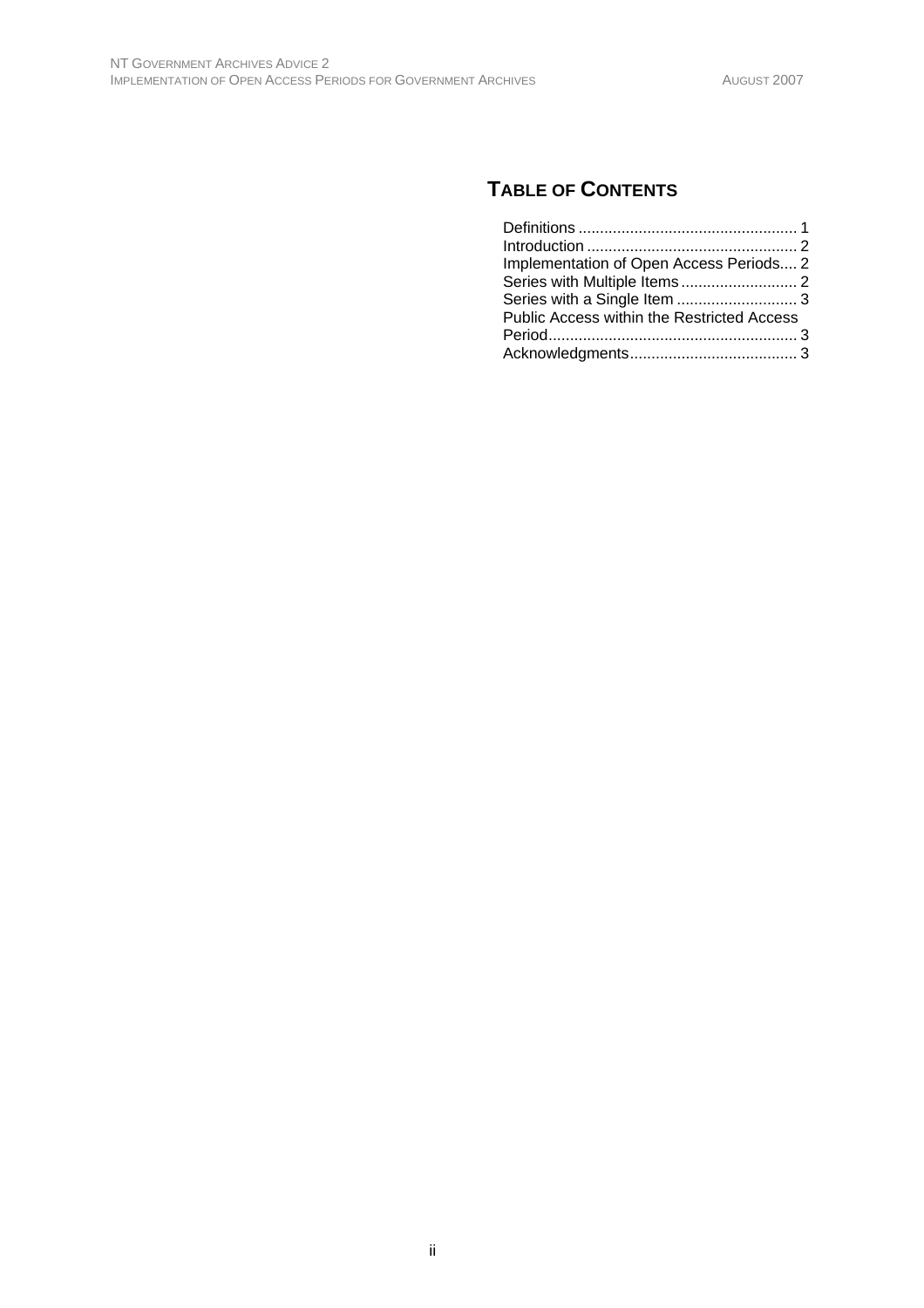## TABLE OF CONTENTS

Definitions .................................................. 1
Introduction ................................................ 2
Implementation of Open Access Periods.... 2
Series with Multiple Items ........................... 2
Series with a Single Item ............................ 3
Public Access within the Restricted Access Period.......................................................... 3
Acknowledgments...................................... 3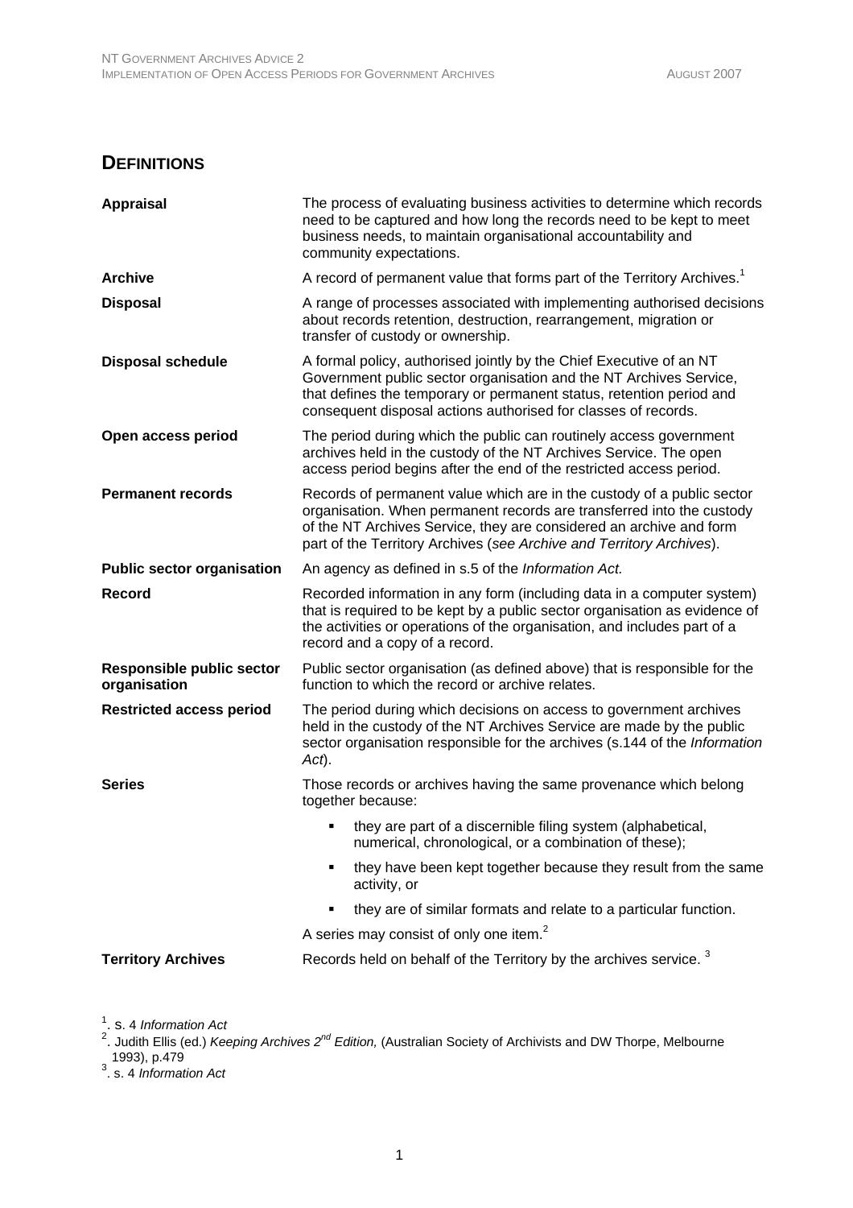## Definitions

| Term | Definition |
|---|---|
| **Appraisal** | The process of evaluating business activities to determine which records need to be captured and how long the records need to be kept to meet business needs, to maintain organisational accountability and community expectations. |
| **Archive** | A record of permanent value that forms part of the Territory Archives.[1] |
| **Disposal** | A range of processes associated with implementing authorised decisions about records retention, destruction, rearrangement, migration or transfer of custody or ownership. |
| **Disposal schedule** | A formal policy, authorised jointly by the Chief Executive of an NT Government public sector organisation and the NT Archives Service, that defines the temporary or permanent status, retention period and consequent disposal actions authorised for classes of records. |
| **Open access period** | The period during which the public can routinely access government archives held in the custody of the NT Archives Service. The open access period begins after the end of the restricted access period. |
| **Permanent records** | Records of permanent value which are in the custody of a public sector organisation. When permanent records are transferred into the custody of the NT Archives Service, they are considered an archive and form part of the Territory Archives (*see Archive and Territory Archives*). |
| **Public sector organisation** | An agency as defined in s.5 of the *Information Act.* |
| **Record** | Recorded information in any form (including data in a computer system) that is required to be kept by a public sector organisation as evidence of the activities or operations of the organisation, and includes part of a record and a copy of a record. |
| **Responsible public sector organisation** | Public sector organisation (as defined above) that is responsible for the function to which the record or archive relates. |
| **Restricted access period** | The period during which decisions on access to government archives held in the custody of the NT Archives Service are made by the public sector organisation responsible for the archives (s.144 of the *Information Act*). |
| **Series** | Those records or archives having the same provenance which belong together because: <br>▪ they are part of a discernible filing system (alphabetical, numerical, chronological, or a combination of these); <br>▪ they have been kept together because they result from the same activity, or <br>▪ they are of similar formats and relate to a particular function. <br>A series may consist of only one item.[2] |
| **Territory Archives** | Records held on behalf of the Territory by the archives service. [3] |

[1]. s. 4 *Information Act*

[2]. Judith Ellis (ed.) *Keeping Archives 2nd Edition,* (Australian Society of Archivists and DW Thorpe, Melbourne 1993), p.479

[3]. s. 4 *Information Act*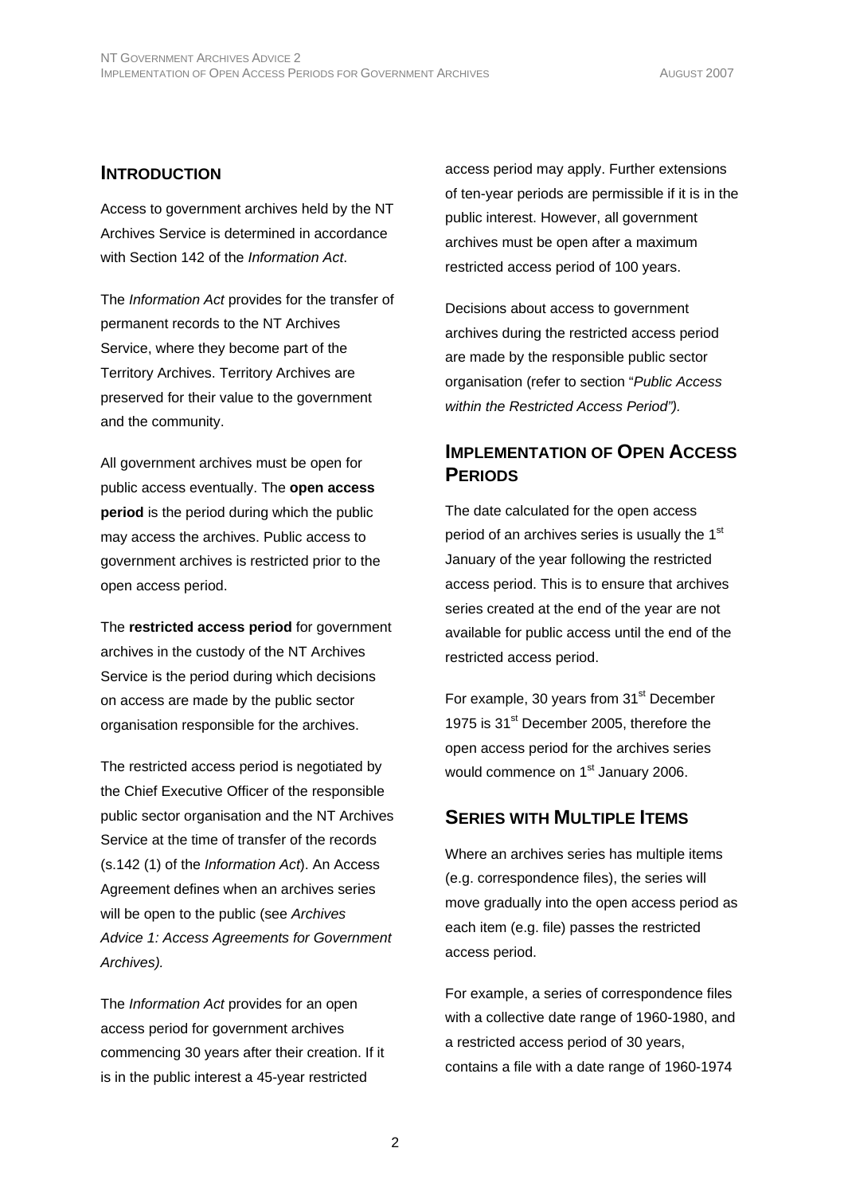## INTRODUCTION

Access to government archives held by the NT Archives Service is determined in accordance with Section 142 of the *Information Act*.

The *Information Act* provides for the transfer of permanent records to the NT Archives Service, where they become part of the Territory Archives. Territory Archives are preserved for their value to the government and the community.

All government archives must be open for public access eventually. The **open access period** is the period during which the public may access the archives. Public access to government archives is restricted prior to the open access period.

The **restricted access period** for government archives in the custody of the NT Archives Service is the period during which decisions on access are made by the public sector organisation responsible for the archives.

The restricted access period is negotiated by the Chief Executive Officer of the responsible public sector organisation and the NT Archives Service at the time of transfer of the records (s.142 (1) of the *Information Act*). An Access Agreement defines when an archives series will be open to the public (see *Archives Advice 1: Access Agreements for Government Archives).*

The *Information Act* provides for an open access period for government archives commencing 30 years after their creation. If it is in the public interest a 45-year restricted access period may apply. Further extensions of ten-year periods are permissible if it is in the public interest. However, all government archives must be open after a maximum restricted access period of 100 years.

Decisions about access to government archives during the restricted access period are made by the responsible public sector organisation (refer to section "*Public Access within the Restricted Access Period").*

## IMPLEMENTATION OF OPEN ACCESS PERIODS

The date calculated for the open access period of an archives series is usually the 1st January of the year following the restricted access period. This is to ensure that archives series created at the end of the year are not available for public access until the end of the restricted access period.

For example, 30 years from 31st December 1975 is 31st December 2005, therefore the open access period for the archives series would commence on 1st January 2006.

## SERIES WITH MULTIPLE ITEMS

Where an archives series has multiple items (e.g. correspondence files), the series will move gradually into the open access period as each item (e.g. file) passes the restricted access period.

For example, a series of correspondence files with a collective date range of 1960-1980, and a restricted access period of 30 years, contains a file with a date range of 1960-1974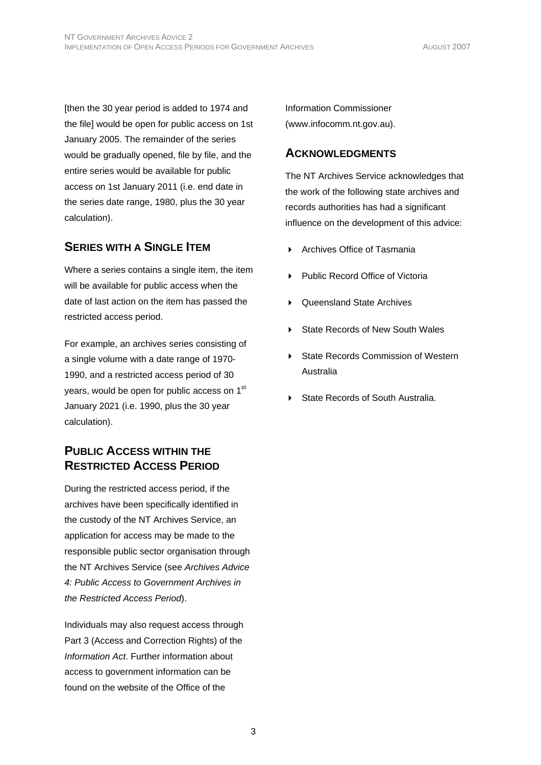[then the 30 year period is added to 1974 and the file] would be open for public access on 1st January 2005. The remainder of the series would be gradually opened, file by file, and the entire series would be available for public access on 1st January 2011 (i.e. end date in the series date range, 1980, plus the 30 year calculation).

## Series with a Single Item

Where a series contains a single item, the item will be available for public access when the date of last action on the item has passed the restricted access period.

For example, an archives series consisting of a single volume with a date range of 1970-1990, and a restricted access period of 30 years, would be open for public access on 1st January 2021 (i.e. 1990, plus the 30 year calculation).

## Public Access within the Restricted Access Period

During the restricted access period, if the archives have been specifically identified in the custody of the NT Archives Service, an application for access may be made to the responsible public sector organisation through the NT Archives Service (see *Archives Advice 4: Public Access to Government Archives in the Restricted Access Period*).

Individuals may also request access through Part 3 (Access and Correction Rights) of the *Information Act*. Further information about access to government information can be found on the website of the Office of the Information Commissioner (www.infocomm.nt.gov.au).

## Acknowledgments

The NT Archives Service acknowledges that the work of the following state archives and records authorities has had a significant influence on the development of this advice:

- Archives Office of Tasmania
- Public Record Office of Victoria
- Queensland State Archives
- State Records of New South Wales
- State Records Commission of Western Australia
- State Records of South Australia.